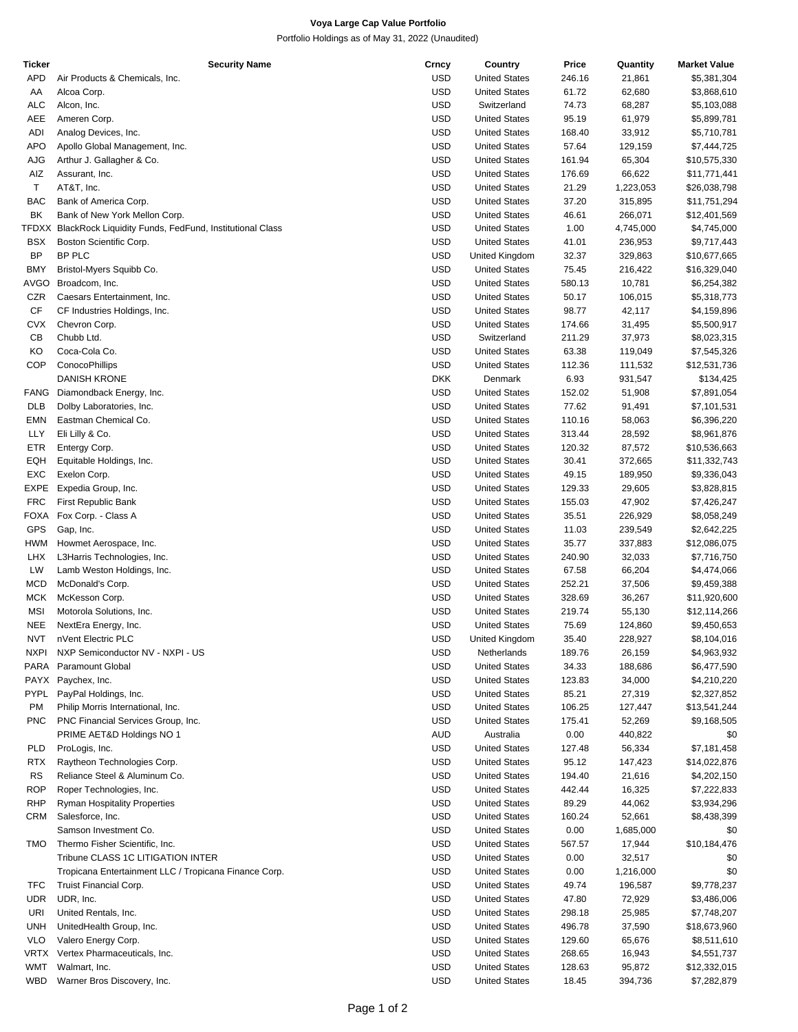# Voya Large Cap Value Portfolio

Portfolio Holdings as of May 31, 2022 (Unaudited)

| Ticker | Security Name | Crncy | Country | Price | Quantity | Market Value |
|---|---|---|---|---|---|---|
| APD | Air Products & Chemicals, Inc. | USD | United States | 246.16 | 21,861 | $5,381,304 |
| AA | Alcoa Corp. | USD | United States | 61.72 | 62,680 | $3,868,610 |
| ALC | Alcon, Inc. | USD | Switzerland | 74.73 | 68,287 | $5,103,088 |
| AEE | Ameren Corp. | USD | United States | 95.19 | 61,979 | $5,899,781 |
| ADI | Analog Devices, Inc. | USD | United States | 168.40 | 33,912 | $5,710,781 |
| APO | Apollo Global Management, Inc. | USD | United States | 57.64 | 129,159 | $7,444,725 |
| AJG | Arthur J. Gallagher & Co. | USD | United States | 161.94 | 65,304 | $10,575,330 |
| AIZ | Assurant, Inc. | USD | United States | 176.69 | 66,622 | $11,771,441 |
| T | AT&T, Inc. | USD | United States | 21.29 | 1,223,053 | $26,038,798 |
| BAC | Bank of America Corp. | USD | United States | 37.20 | 315,895 | $11,751,294 |
| BK | Bank of New York Mellon Corp. | USD | United States | 46.61 | 266,071 | $12,401,569 |
| TFDXX | BlackRock Liquidity Funds, FedFund, Institutional Class | USD | United States | 1.00 | 4,745,000 | $4,745,000 |
| BSX | Boston Scientific Corp. | USD | United States | 41.01 | 236,953 | $9,717,443 |
| BP | BP PLC | USD | United Kingdom | 32.37 | 329,863 | $10,677,665 |
| BMY | Bristol-Myers Squibb Co. | USD | United States | 75.45 | 216,422 | $16,329,040 |
| AVGO | Broadcom, Inc. | USD | United States | 580.13 | 10,781 | $6,254,382 |
| CZR | Caesars Entertainment, Inc. | USD | United States | 50.17 | 106,015 | $5,318,773 |
| CF | CF Industries Holdings, Inc. | USD | United States | 98.77 | 42,117 | $4,159,896 |
| CVX | Chevron Corp. | USD | United States | 174.66 | 31,495 | $5,500,917 |
| CB | Chubb Ltd. | USD | Switzerland | 211.29 | 37,973 | $8,023,315 |
| KO | Coca-Cola Co. | USD | United States | 63.38 | 119,049 | $7,545,326 |
| COP | ConocoPhillips | USD | United States | 112.36 | 111,532 | $12,531,736 |
| | DANISH KRONE | DKK | Denmark | 6.93 | 931,547 | $134,425 |
| FANG | Diamondback Energy, Inc. | USD | United States | 152.02 | 51,908 | $7,891,054 |
| DLB | Dolby Laboratories, Inc. | USD | United States | 77.62 | 91,491 | $7,101,531 |
| EMN | Eastman Chemical Co. | USD | United States | 110.16 | 58,063 | $6,396,220 |
| LLY | Eli Lilly & Co. | USD | United States | 313.44 | 28,592 | $8,961,876 |
| ETR | Entergy Corp. | USD | United States | 120.32 | 87,572 | $10,536,663 |
| EQH | Equitable Holdings, Inc. | USD | United States | 30.41 | 372,665 | $11,332,743 |
| EXC | Exelon Corp. | USD | United States | 49.15 | 189,950 | $9,336,043 |
| EXPE | Expedia Group, Inc. | USD | United States | 129.33 | 29,605 | $3,828,815 |
| FRC | First Republic Bank | USD | United States | 155.03 | 47,902 | $7,426,247 |
| FOXA | Fox Corp. - Class A | USD | United States | 35.51 | 226,929 | $8,058,249 |
| GPS | Gap, Inc. | USD | United States | 11.03 | 239,549 | $2,642,225 |
| HWM | Howmet Aerospace, Inc. | USD | United States | 35.77 | 337,883 | $12,086,075 |
| LHX | L3Harris Technologies, Inc. | USD | United States | 240.90 | 32,033 | $7,716,750 |
| LW | Lamb Weston Holdings, Inc. | USD | United States | 67.58 | 66,204 | $4,474,066 |
| MCD | McDonald's Corp. | USD | United States | 252.21 | 37,506 | $9,459,388 |
| MCK | McKesson Corp. | USD | United States | 328.69 | 36,267 | $11,920,600 |
| MSI | Motorola Solutions, Inc. | USD | United States | 219.74 | 55,130 | $12,114,266 |
| NEE | NextEra Energy, Inc. | USD | United States | 75.69 | 124,860 | $9,450,653 |
| NVT | nVent Electric PLC | USD | United Kingdom | 35.40 | 228,927 | $8,104,016 |
| NXPI | NXP Semiconductor NV - NXPI - US | USD | Netherlands | 189.76 | 26,159 | $4,963,932 |
| PARA | Paramount Global | USD | United States | 34.33 | 188,686 | $6,477,590 |
| PAYX | Paychex, Inc. | USD | United States | 123.83 | 34,000 | $4,210,220 |
| PYPL | PayPal Holdings, Inc. | USD | United States | 85.21 | 27,319 | $2,327,852 |
| PM | Philip Morris International, Inc. | USD | United States | 106.25 | 127,447 | $13,541,244 |
| PNC | PNC Financial Services Group, Inc. | USD | United States | 175.41 | 52,269 | $9,168,505 |
| | PRIME AET&D Holdings NO 1 | AUD | Australia | 0.00 | 440,822 | $0 |
| PLD | ProLogis, Inc. | USD | United States | 127.48 | 56,334 | $7,181,458 |
| RTX | Raytheon Technologies Corp. | USD | United States | 95.12 | 147,423 | $14,022,876 |
| RS | Reliance Steel & Aluminum Co. | USD | United States | 194.40 | 21,616 | $4,202,150 |
| ROP | Roper Technologies, Inc. | USD | United States | 442.44 | 16,325 | $7,222,833 |
| RHP | Ryman Hospitality Properties | USD | United States | 89.29 | 44,062 | $3,934,296 |
| CRM | Salesforce, Inc. | USD | United States | 160.24 | 52,661 | $8,438,399 |
| | Samson Investment Co. | USD | United States | 0.00 | 1,685,000 | $0 |
| TMO | Thermo Fisher Scientific, Inc. | USD | United States | 567.57 | 17,944 | $10,184,476 |
| | Tribune CLASS 1C LITIGATION INTER | USD | United States | 0.00 | 32,517 | $0 |
| | Tropicana Entertainment LLC / Tropicana Finance Corp. | USD | United States | 0.00 | 1,216,000 | $0 |
| TFC | Truist Financial Corp. | USD | United States | 49.74 | 196,587 | $9,778,237 |
| UDR | UDR, Inc. | USD | United States | 47.80 | 72,929 | $3,486,006 |
| URI | United Rentals, Inc. | USD | United States | 298.18 | 25,985 | $7,748,207 |
| UNH | UnitedHealth Group, Inc. | USD | United States | 496.78 | 37,590 | $18,673,960 |
| VLO | Valero Energy Corp. | USD | United States | 129.60 | 65,676 | $8,511,610 |
| VRTX | Vertex Pharmaceuticals, Inc. | USD | United States | 268.65 | 16,943 | $4,551,737 |
| WMT | Walmart, Inc. | USD | United States | 128.63 | 95,872 | $12,332,015 |
| WBD | Warner Bros Discovery, Inc. | USD | United States | 18.45 | 394,736 | $7,282,879 |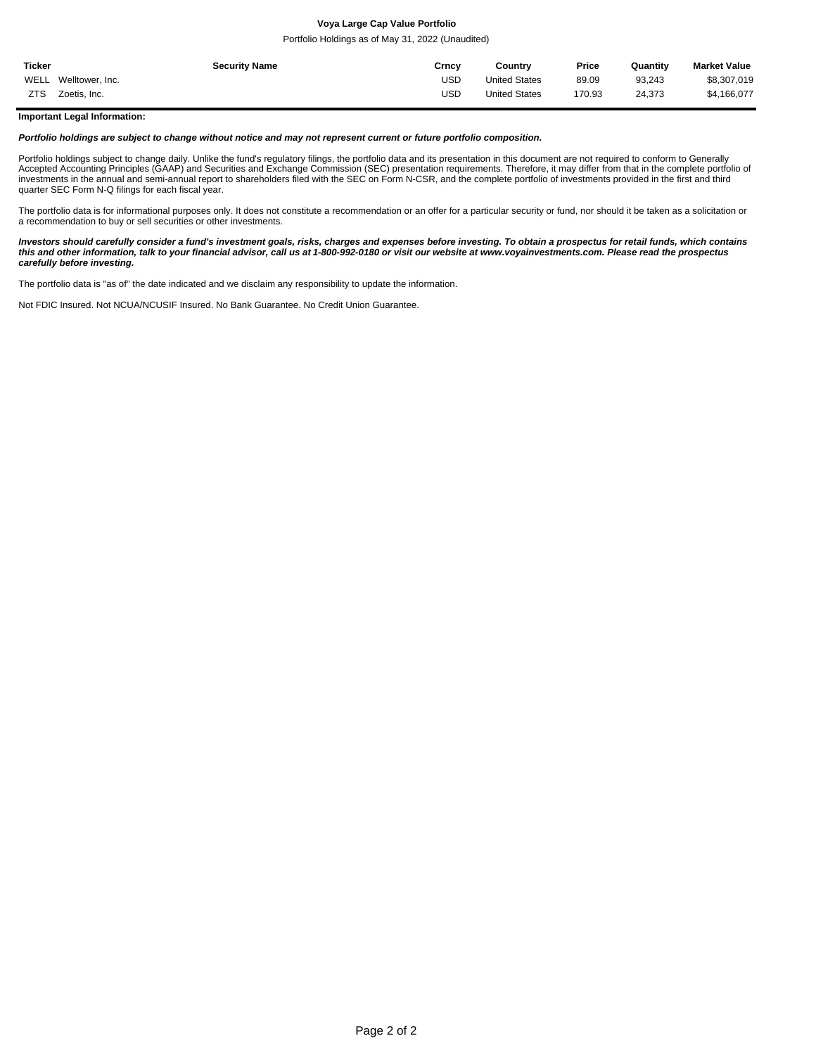**Voya Large Cap Value Portfolio**

Portfolio Holdings as of May 31, 2022 (Unaudited)

| Ticker | Security Name | Crncy | Country | Price | Quantity | Market Value |
|---|---|---|---|---|---|---|
| WELL | Welltower, Inc. | USD | United States | 89.09 | 93,243 | $8,307,019 |
| ZTS | Zoetis, Inc. | USD | United States | 170.93 | 24,373 | $4,166,077 |

**Important Legal Information:**

***Portfolio holdings are subject to change without notice and may not represent current or future portfolio composition.***

Portfolio holdings subject to change daily. Unlike the fund's regulatory filings, the portfolio data and its presentation in this document are not required to conform to Generally Accepted Accounting Principles (GAAP) and Securities and Exchange Commission (SEC) presentation requirements. Therefore, it may differ from that in the complete portfolio of investments in the annual and semi-annual report to shareholders filed with the SEC on Form N-CSR, and the complete portfolio of investments provided in the first and third quarter SEC Form N-Q filings for each fiscal year.

The portfolio data is for informational purposes only. It does not constitute a recommendation or an offer for a particular security or fund, nor should it be taken as a solicitation or a recommendation to buy or sell securities or other investments.

***Investors should carefully consider a fund's investment goals, risks, charges and expenses before investing. To obtain a prospectus for retail funds, which contains this and other information, talk to your financial advisor, call us at 1-800-992-0180 or visit our website at www.voyainvestments.com. Please read the prospectus carefully before investing.***

The portfolio data is "as of" the date indicated and we disclaim any responsibility to update the information.

Not FDIC Insured. Not NCUA/NCUSIF Insured. No Bank Guarantee. No Credit Union Guarantee.